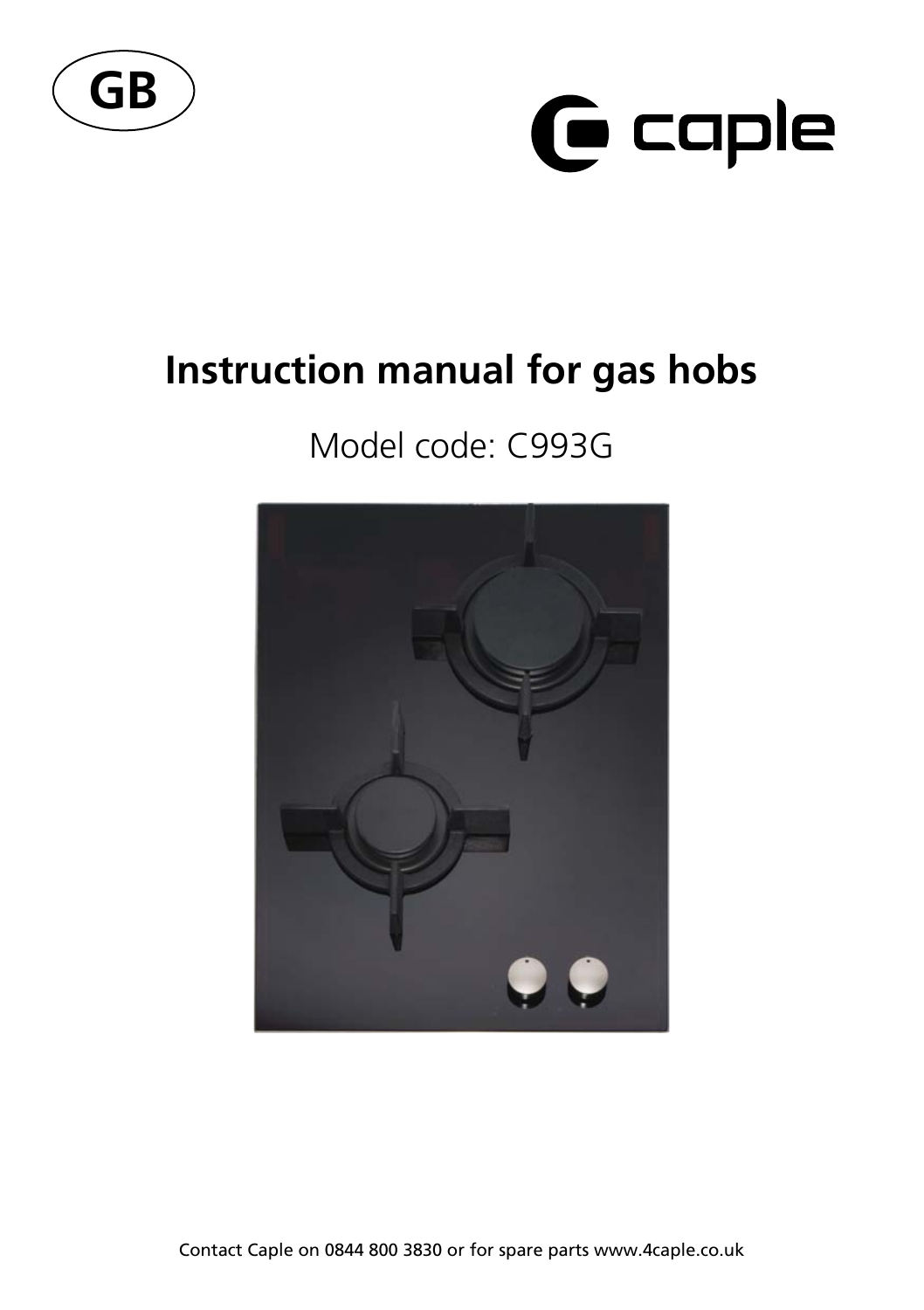GB

caple

# Instruction manual for gas hobs

Model code: C993G

Contact Caple on 0844 800 3830 or for spare parts www.4caple.co.uk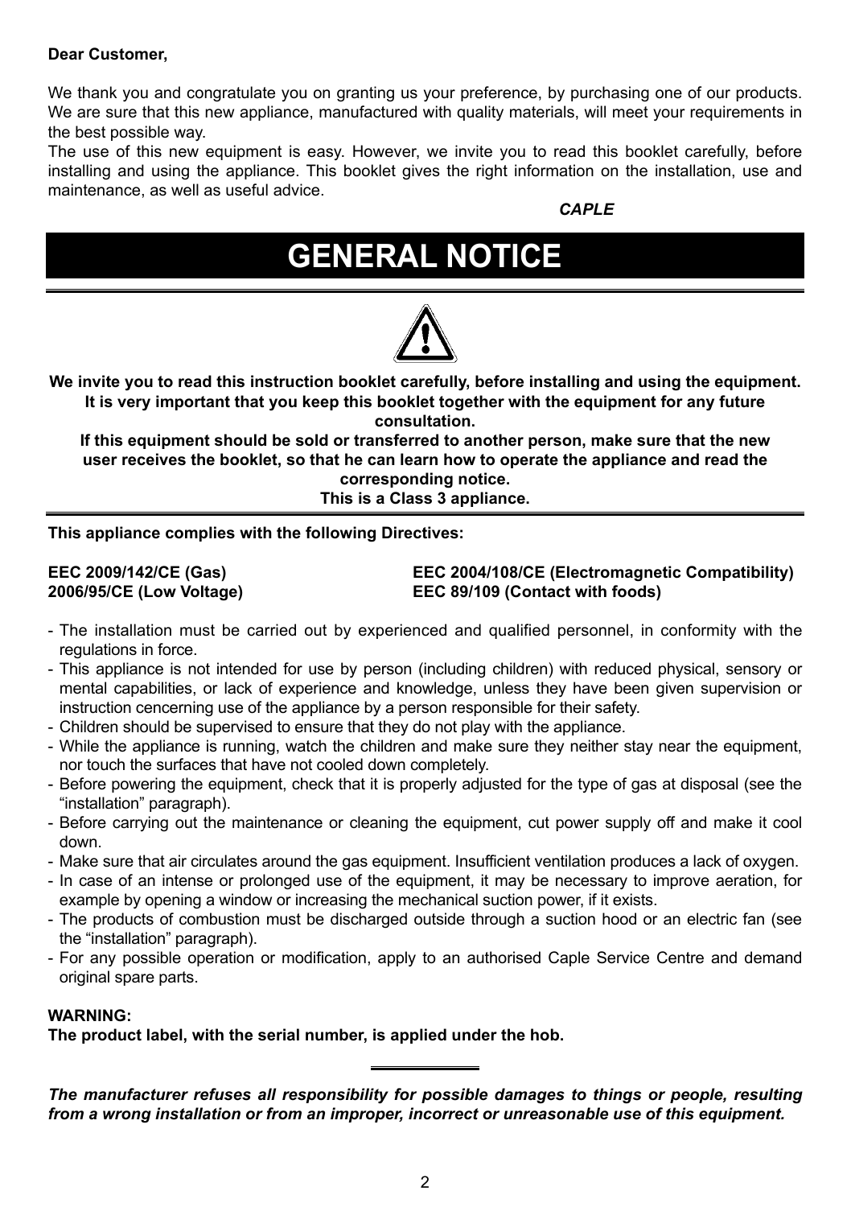**Dear Customer,**

We thank you and congratulate you on granting us your preference, by purchasing one of our products. We are sure that this new appliance, manufactured with quality materials, will meet your requirements in the best possible way.
The use of this new equipment is easy. However, we invite you to read this booklet carefully, before installing and using the appliance. This booklet gives the right information on the installation, use and maintenance, as well as useful advice.

***CAPLE***

# GENERAL NOTICE

**We invite you to read this instruction booklet carefully, before installing and using the equipment. It is very important that you keep this booklet together with the equipment for any future consultation.**
**If this equipment should be sold or transferred to another person, make sure that the new user receives the booklet, so that he can learn how to operate the appliance and read the corresponding notice.**
**This is a Class 3 appliance.**

**This appliance complies with the following Directives:**

**EEC 2009/142/CE (Gas)**
**2006/95/CE (Low Voltage)**
**EEC 2004/108/CE (Electromagnetic Compatibility)**
**EEC 89/109 (Contact with foods)**

- The installation must be carried out by experienced and qualified personnel, in conformity with the regulations in force.
- This appliance is not intended for use by person (including children) with reduced physical, sensory or mental capabilities, or lack of experience and knowledge, unless they have been given supervision or instruction cencerning use of the appliance by a person responsible for their safety.
- Children should be supervised to ensure that they do not play with the appliance.
- While the appliance is running, watch the children and make sure they neither stay near the equipment, nor touch the surfaces that have not cooled down completely.
- Before powering the equipment, check that it is properly adjusted for the type of gas at disposal (see the "installation" paragraph).
- Before carrying out the maintenance or cleaning the equipment, cut power supply off and make it cool down.
- Make sure that air circulates around the gas equipment. Insufficient ventilation produces a lack of oxygen.
- In case of an intense or prolonged use of the equipment, it may be necessary to improve aeration, for example by opening a window or increasing the mechanical suction power, if it exists.
- The products of combustion must be discharged outside through a suction hood or an electric fan (see the "installation" paragraph).
- For any possible operation or modification, apply to an authorised Caple Service Centre and demand original spare parts.

**WARNING:**
**The product label, with the serial number, is applied under the hob.**

***The manufacturer refuses all responsibility for possible damages to things or people, resulting from a wrong installation or from an improper, incorrect or unreasonable use of this equipment.***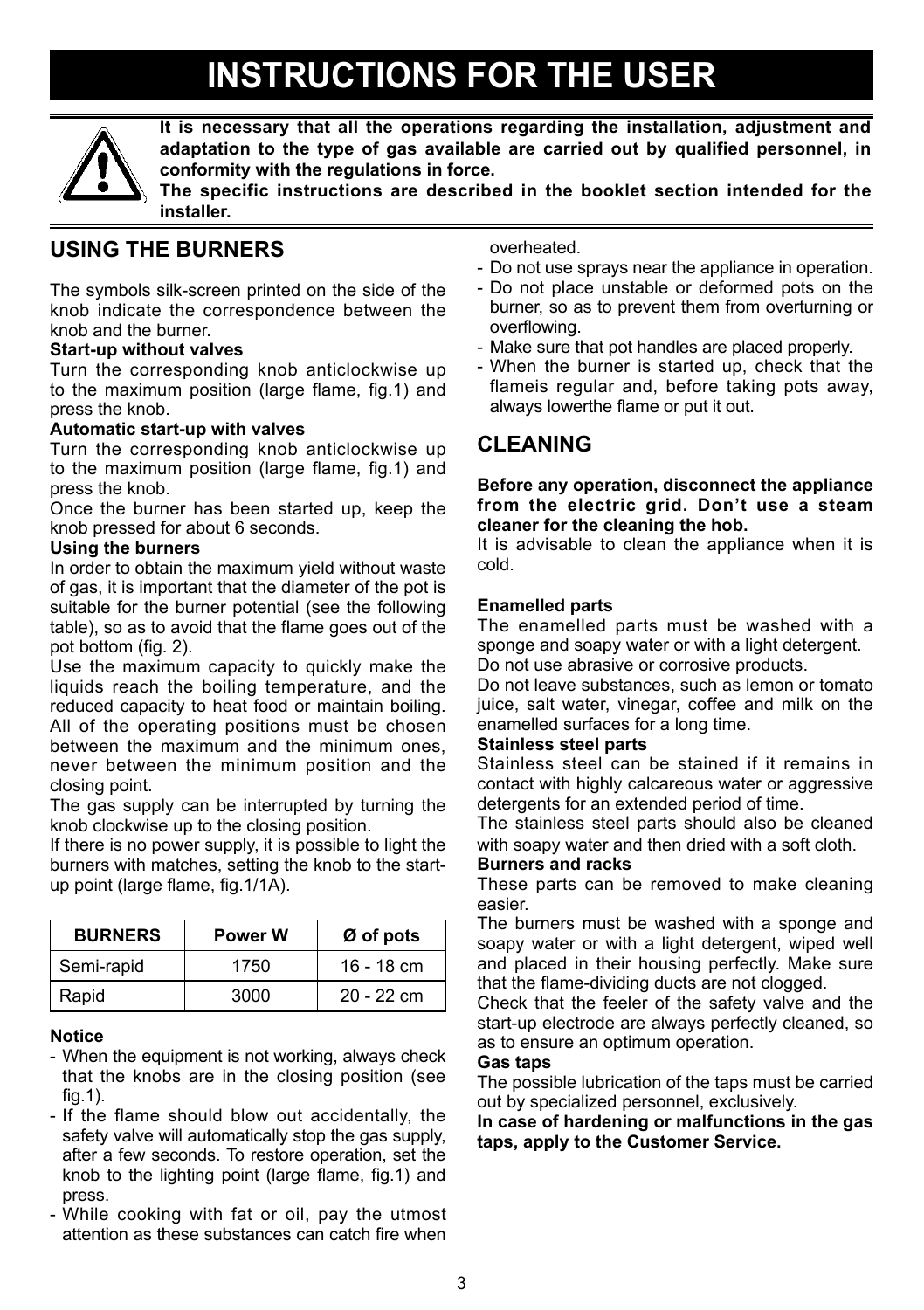# INSTRUCTIONS FOR THE USER

**It is necessary that all the operations regarding the installation, adjustment and adaptation to the type of gas available are carried out by qualified personnel, in conformity with the regulations in force.**
**The specific instructions are described in the booklet section intended for the installer.**

## USING THE BURNERS

The symbols silk-screen printed on the side of the knob indicate the correspondence between the knob and the burner.

**Start-up without valves**
Turn the corresponding knob anticlockwise up to the maximum position (large flame, fig.1) and press the knob.

**Automatic start-up with valves**
Turn the corresponding knob anticlockwise up to the maximum position (large flame, fig.1) and press the knob.
Once the burner has been started up, keep the knob pressed for about 6 seconds.

**Using the burners**
In order to obtain the maximum yield without waste of gas, it is important that the diameter of the pot is suitable for the burner potential (see the following table), so as to avoid that the flame goes out of the pot bottom (fig. 2).
Use the maximum capacity to quickly make the liquids reach the boiling temperature, and the reduced capacity to heat food or maintain boiling. All of the operating positions must be chosen between the maximum and the minimum ones, never between the minimum position and the closing point.
The gas supply can be interrupted by turning the knob clockwise up to the closing position.
If there is no power supply, it is possible to light the burners with matches, setting the knob to the start-up point (large flame, fig.1/1A).

| BURNERS | Power W | Ø of pots |
|---|---|---|
| Semi-rapid | 1750 | 16 - 18 cm |
| Rapid | 3000 | 20 - 22 cm |

**Notice**
- When the equipment is not working, always check that the knobs are in the closing position (see fig.1).
- If the flame should blow out accidentally, the safety valve will automatically stop the gas supply, after a few seconds. To restore operation, set the knob to the lighting point (large flame, fig.1) and press.
- While cooking with fat or oil, pay the utmost attention as these substances can catch fire when overheated.
- Do not use sprays near the appliance in operation.
- Do not place unstable or deformed pots on the burner, so as to prevent them from overturning or overflowing.
- Make sure that pot handles are placed properly.
- When the burner is started up, check that the flameis regular and, before taking pots away, always lowerthe flame or put it out.

## CLEANING

**Before any operation, disconnect the appliance from the electric grid. Don't use a steam cleaner for the cleaning the hob.**
It is advisable to clean the appliance when it is cold.

**Enamelled parts**
The enamelled parts must be washed with a sponge and soapy water or with a light detergent.
Do not use abrasive or corrosive products.
Do not leave substances, such as lemon or tomato juice, salt water, vinegar, coffee and milk on the enamelled surfaces for a long time.

**Stainless steel parts**
Stainless steel can be stained if it remains in contact with highly calcareous water or aggressive detergents for an extended period of time.
The stainless steel parts should also be cleaned with soapy water and then dried with a soft cloth.

**Burners and racks**
These parts can be removed to make cleaning easier.
The burners must be washed with a sponge and soapy water or with a light detergent, wiped well and placed in their housing perfectly. Make sure that the flame-dividing ducts are not clogged.
Check that the feeler of the safety valve and the start-up electrode are always perfectly cleaned, so as to ensure an optimum operation.

**Gas taps**
The possible lubrication of the taps must be carried out by specialized personnel, exclusively.
**In case of hardening or malfunctions in the gas taps, apply to the Customer Service.**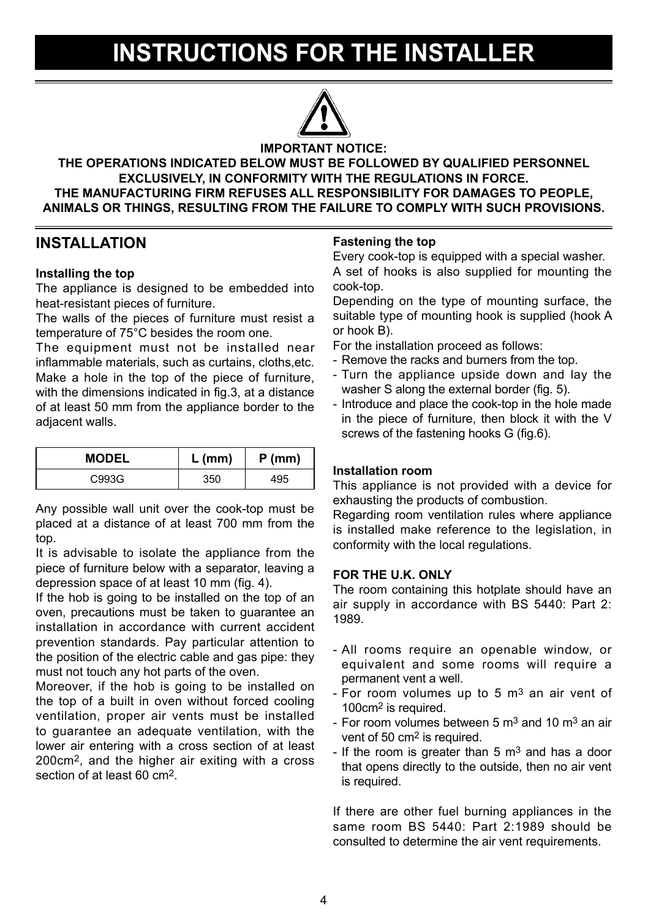# INSTRUCTIONS FOR THE INSTALLER

**IMPORTANT NOTICE:**
**THE OPERATIONS INDICATED BELOW MUST BE FOLLOWED BY QUALIFIED PERSONNEL EXCLUSIVELY, IN CONFORMITY WITH THE REGULATIONS IN FORCE.**
**THE MANUFACTURING FIRM REFUSES ALL RESPONSIBILITY FOR DAMAGES TO PEOPLE, ANIMALS OR THINGS, RESULTING FROM THE FAILURE TO COMPLY WITH SUCH PROVISIONS.**

## INSTALLATION

**Installing the top**

The appliance is designed to be embedded into heat-resistant pieces of furniture.

The walls of the pieces of furniture must resist a temperature of 75°C besides the room one.

The equipment must not be installed near inflammable materials, such as curtains, cloths,etc.

Make a hole in the top of the piece of furniture, with the dimensions indicated in fig.3, at a distance of at least 50 mm from the appliance border to the adjacent walls.

| MODEL | L (mm) | P (mm) |
|---|---|---|
| C993G | 350 | 495 |

Any possible wall unit over the cook-top must be placed at a distance of at least 700 mm from the top.

It is advisable to isolate the appliance from the piece of furniture below with a separator, leaving a depression space of at least 10 mm (fig. 4).

If the hob is going to be installed on the top of an oven, precautions must be taken to guarantee an installation in accordance with current accident prevention standards. Pay particular attention to the position of the electric cable and gas pipe: they must not touch any hot parts of the oven.

Moreover, if the hob is going to be installed on the top of a built in oven without forced cooling ventilation, proper air vents must be installed to guarantee an adequate ventilation, with the lower air entering with a cross section of at least 200cm$^2$, and the higher air exiting with a cross section of at least 60 cm$^2$.

**Fastening the top**

Every cook-top is equipped with a special washer.

A set of hooks is also supplied for mounting the cook-top.

Depending on the type of mounting surface, the suitable type of mounting hook is supplied (hook A or hook B).

For the installation proceed as follows:

- Remove the racks and burners from the top.
- Turn the appliance upside down and lay the washer S along the external border (fig. 5).
- Introduce and place the cook-top in the hole made in the piece of furniture, then block it with the V screws of the fastening hooks G (fig.6).

**Installation room**

This appliance is not provided with a device for exhausting the products of combustion.

Regarding room ventilation rules where appliance is installed make reference to the legislation, in conformity with the local regulations.

**FOR THE U.K. ONLY**

The room containing this hotplate should have an air supply in accordance with BS 5440: Part 2: 1989.

- All rooms require an openable window, or equivalent and some rooms will require a permanent vent a well.
- For room volumes up to 5 m$^3$ an air vent of 100cm$^2$ is required.
- For room volumes between 5 m$^3$ and 10 m$^3$ an air vent of 50 cm$^2$ is required.
- If the room is greater than 5 m$^3$ and has a door that opens directly to the outside, then no air vent is required.

If there are other fuel burning appliances in the same room BS 5440: Part 2:1989 should be consulted to determine the air vent requirements.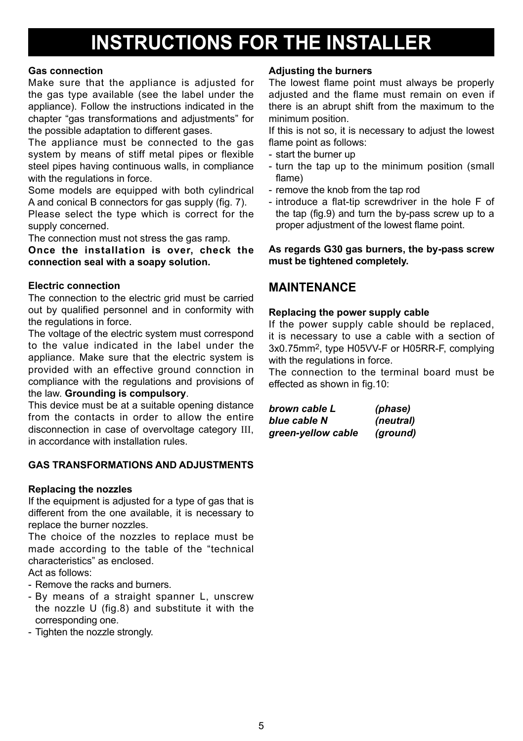# INSTRUCTIONS FOR THE INSTALLER

**Gas connection**

Make sure that the appliance is adjusted for the gas type available (see the label under the appliance). Follow the instructions indicated in the chapter “gas transformations and adjustments” for the possible adaptation to different gases.

The appliance must be connected to the gas system by means of stiff metal pipes or flexible steel pipes having continuous walls, in compliance with the regulations in force.

Some models are equipped with both cylindrical A and conical B connectors for gas supply (fig. 7).

Please select the type which is correct for the supply concerned.

The connection must not stress the gas ramp.

**Once the installation is over, check the connection seal with a soapy solution.**

**Electric connection**

The connection to the electric grid must be carried out by qualified personnel and in conformity with the regulations in force.

The voltage of the electric system must correspond to the value indicated in the label under the appliance. Make sure that the electric system is provided with an effective ground connction in compliance with the regulations and provisions of the law. **Grounding is compulsory**.

This device must be at a suitable opening distance from the contacts in order to allow the entire disconnection in case of overvoltage category III, in accordance with installation rules.

**GAS TRANSFORMATIONS AND ADJUSTMENTS**

**Replacing the nozzles**

If the equipment is adjusted for a type of gas that is different from the one available, it is necessary to replace the burner nozzles.

The choice of the nozzles to replace must be made according to the table of the “technical characteristics” as enclosed.

Act as follows:

- Remove the racks and burners.
- By means of a straight spanner L, unscrew the nozzle U (fig.8) and substitute it with the corresponding one.
- Tighten the nozzle strongly.

**Adjusting the burners**

The lowest flame point must always be properly adjusted and the flame must remain on even if there is an abrupt shift from the maximum to the minimum position.

If this is not so, it is necessary to adjust the lowest flame point as follows:

- start the burner up
- turn the tap up to the minimum position (small flame)
- remove the knob from the tap rod
- introduce a flat-tip screwdriver in the hole F of the tap (fig.9) and turn the by-pass screw up to a proper adjustment of the lowest flame point.

**As regards G30 gas burners, the by-pass screw must be tightened completely.**

## MAINTENANCE

**Replacing the power supply cable**

If the power supply cable should be replaced, it is necessary to use a cable with a section of 3x0.75mm$^2$, type H05VV-F or H05RR-F, complying with the regulations in force.

The connection to the terminal board must be effected as shown in fig.10:

***brown cable L*** ***(phase)***
***blue cable N*** ***(neutral)***
***green-yellow cable*** ***(ground)***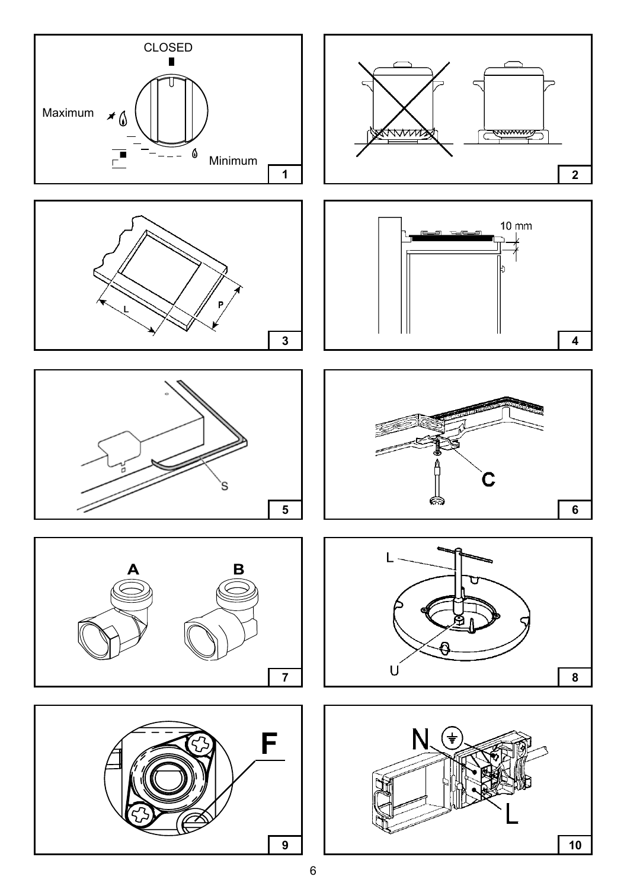CLOSED

Maximum

Minimum

1

2

L

P

3

10 mm

4

S

5

C

6

A

B

7

L

U

8

F

9

N

L

10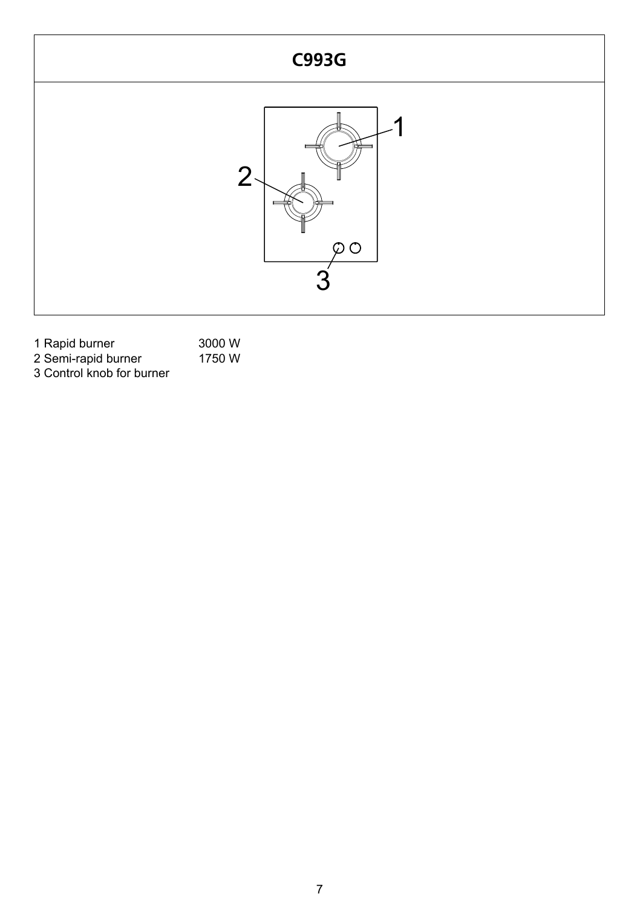## C993G

| | |
|---|---|
| 1 Rapid burner | 3000 W |
| 2 Semi-rapid burner | 1750 W |
| 3 Control knob for burner | |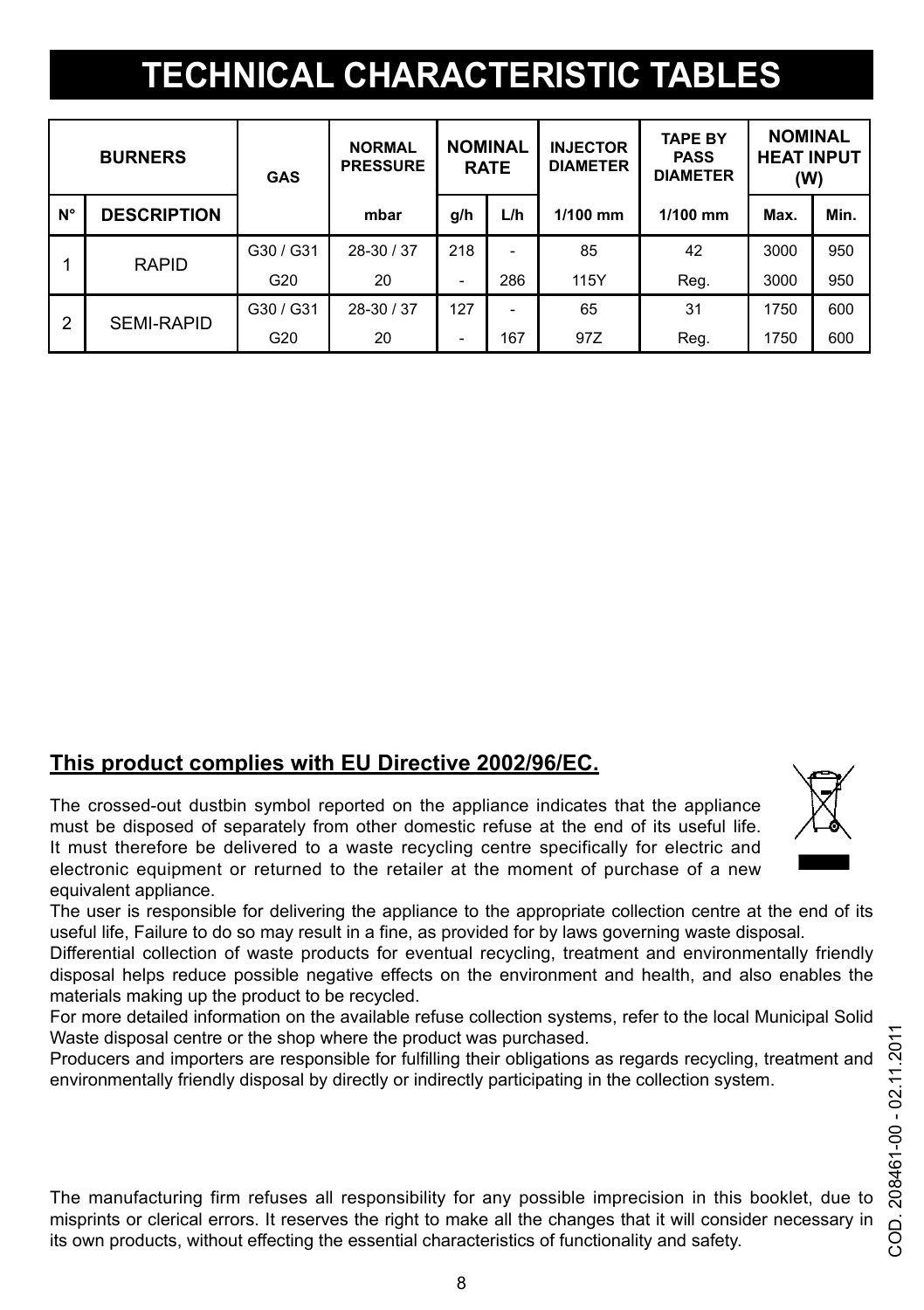# TECHNICAL CHARACTERISTIC TABLES

| BURNERS | | GAS | NORMAL PRESSURE | NOMINAL RATE | | INJECTOR DIAMETER | TAPE BY PASS DIAMETER | NOMINAL HEAT INPUT (W) | |
|---|---|---|---|---|---|---|---|---|---|
| N° | DESCRIPTION | | mbar | g/h | L/h | 1/100 mm | 1/100 mm | Max. | Min. |
| 1 | RAPID | G30 / G31 | 28-30 / 37 | 218 | - | 85 | 42 | 3000 | 950 |
| | | G20 | 20 | - | 286 | 115Y | Reg. | 3000 | 950 |
| 2 | SEMI-RAPID | G30 / G31 | 28-30 / 37 | 127 | - | 65 | 31 | 1750 | 600 |
| | | G20 | 20 | - | 167 | 97Z | Reg. | 1750 | 600 |

**This product complies with EU Directive 2002/96/EC.**

The crossed-out dustbin symbol reported on the appliance indicates that the appliance must be disposed of separately from other domestic refuse at the end of its useful life. It must therefore be delivered to a waste recycling centre specifically for electric and electronic equipment or returned to the retailer at the moment of purchase of a new equivalent appliance.

The user is responsible for delivering the appliance to the appropriate collection centre at the end of its useful life, Failure to do so may result in a fine, as provided for by laws governing waste disposal.

Differential collection of waste products for eventual recycling, treatment and environmentally friendly disposal helps reduce possible negative effects on the environment and health, and also enables the materials making up the product to be recycled.

For more detailed information on the available refuse collection systems, refer to the local Municipal Solid Waste disposal centre or the shop where the product was purchased.

Producers and importers are responsible for fulfilling their obligations as regards recycling, treatment and environmentally friendly disposal by directly or indirectly participating in the collection system.

The manufacturing firm refuses all responsibility for any possible imprecision in this booklet, due to misprints or clerical errors. It reserves the right to make all the changes that it will consider necessary in its own products, without effecting the essential characteristics of functionality and safety.

COD. 208461-00 - 02.11.2011